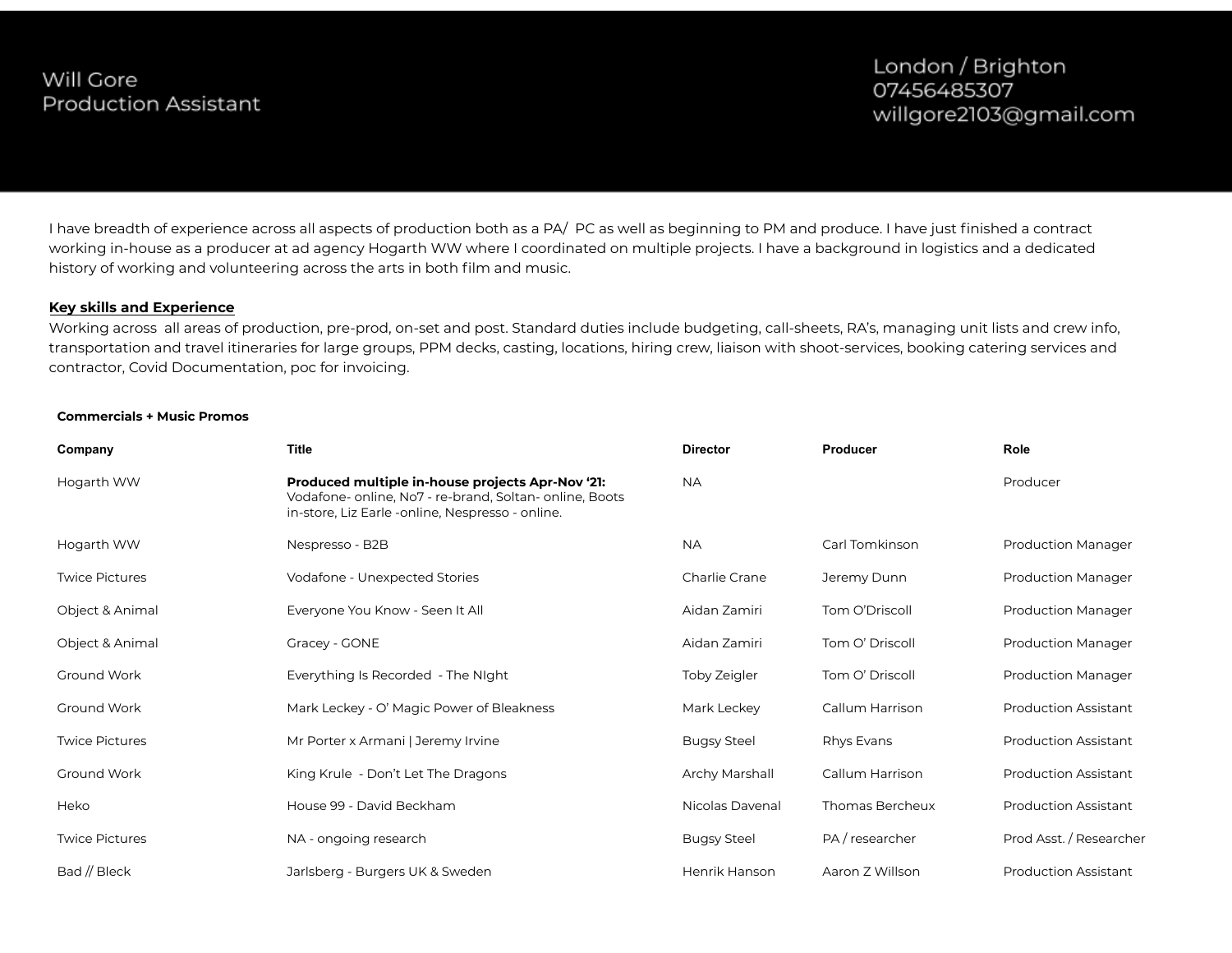Will Gore
Production Assistant

London / Brighton
07456485307
willgore2103@gmail.com

I have breadth of experience across all aspects of production both as a PA/ PC as well as beginning to PM and produce. I have just finished a contract working in-house as a producer at ad agency Hogarth WW where I coordinated on multiple projects. I have a background in logistics and a dedicated history of working and volunteering across the arts in both film and music.

## Key skills and Experience

Working across all areas of production, pre-prod, on-set and post. Standard duties include budgeting, call-sheets, RA's, managing unit lists and crew info, transportation and travel itineraries for large groups, PPM decks, casting, locations, hiring crew, liaison with shoot-services, booking catering services and contractor, Covid Documentation, poc for invoicing.

### Commercials + Music Promos

| Company | Title | Director | Producer | Role |
|---|---|---|---|---|
| Hogarth WW | **Produced multiple in-house projects Apr-Nov '21:** Vodafone- online, No7 - re-brand, Soltan- online, Boots in-store, Liz Earle -online, Nespresso - online. | NA | | Producer |
| Hogarth WW | Nespresso - B2B | NA | Carl Tomkinson | Production Manager |
| Twice Pictures | Vodafone - Unexpected Stories | Charlie Crane | Jeremy Dunn | Production Manager |
| Object & Animal | Everyone You Know - Seen It All | Aidan Zamiri | Tom O'Driscoll | Production Manager |
| Object & Animal | Gracey - GONE | Aidan Zamiri | Tom O' Driscoll | Production Manager |
| Ground Work | Everything Is Recorded - The NIght | Toby Zeigler | Tom O' Driscoll | Production Manager |
| Ground Work | Mark Leckey - O' Magic Power of Bleakness | Mark Leckey | Callum Harrison | Production Assistant |
| Twice Pictures | Mr Porter x Armani \| Jeremy Irvine | Bugsy Steel | Rhys Evans | Production Assistant |
| Ground Work | King Krule - Don't Let The Dragons | Archy Marshall | Callum Harrison | Production Assistant |
| Heko | House 99 - David Beckham | Nicolas Davenal | Thomas Bercheux | Production Assistant |
| Twice Pictures | NA - ongoing research | Bugsy Steel | PA / researcher | Prod Asst. / Researcher |
| Bad // Bleck | Jarlsberg - Burgers UK & Sweden | Henrik Hanson | Aaron Z Willson | Production Assistant |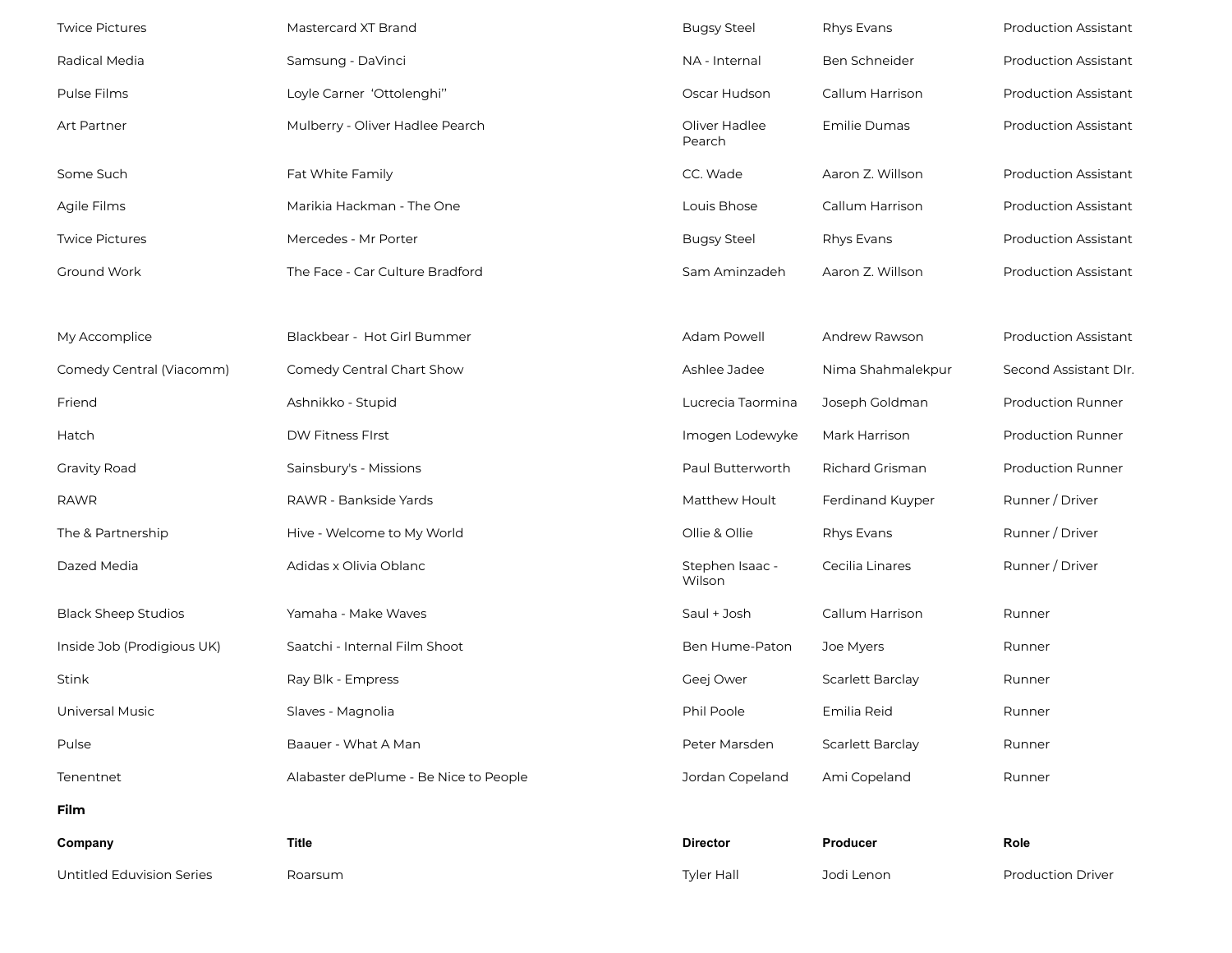| | | | | |
|---|---|---|---|---|
| Twice Pictures | Mastercard XT Brand | Bugsy Steel | Rhys Evans | Production Assistant |
| Radical Media | Samsung - DaVinci | NA - Internal | Ben Schneider | Production Assistant |
| Pulse Films | Loyle Carner 'Ottolenghi'' | Oscar Hudson | Callum Harrison | Production Assistant |
| Art Partner | Mulberry - Oliver Hadlee Pearch | Oliver Hadlee Pearch | Emilie Dumas | Production Assistant |
| Some Such | Fat White Family | CC. Wade | Aaron Z. Willson | Production Assistant |
| Agile Films | Marikia Hackman - The One | Louis Bhose | Callum Harrison | Production Assistant |
| Twice Pictures | Mercedes - Mr Porter | Bugsy Steel | Rhys Evans | Production Assistant |
| Ground Work | The Face - Car Culture Bradford | Sam Aminzadeh | Aaron Z. Willson | Production Assistant |
| My Accomplice | Blackbear - Hot Girl Bummer | Adam Powell | Andrew Rawson | Production Assistant |
| Comedy Central (Viacomm) | Comedy Central Chart Show | Ashlee Jadee | Nima Shahmalekpur | Second Assistant DIr. |
| Friend | Ashnikko - Stupid | Lucrecia Taormina | Joseph Goldman | Production Runner |
| Hatch | DW Fitness FIrst | Imogen Lodewyke | Mark Harrison | Production Runner |
| Gravity Road | Sainsbury's - Missions | Paul Butterworth | Richard Grisman | Production Runner |
| RAWR | RAWR - Bankside Yards | Matthew Hoult | Ferdinand Kuyper | Runner / Driver |
| The & Partnership | Hive - Welcome to My World | Ollie & Ollie | Rhys Evans | Runner / Driver |
| Dazed Media | Adidas x Olivia Oblanc | Stephen Isaac - Wilson | Cecilia Linares | Runner / Driver |
| Black Sheep Studios | Yamaha - Make Waves | Saul + Josh | Callum Harrison | Runner |
| Inside Job (Prodigious UK) | Saatchi - Internal Film Shoot | Ben Hume-Paton | Joe Myers | Runner |
| Stink | Ray Blk - Empress | Geej Ower | Scarlett Barclay | Runner |
| Universal Music | Slaves - Magnolia | Phil Poole | Emilia Reid | Runner |
| Pulse | Baauer - What A Man | Peter Marsden | Scarlett Barclay | Runner |
| Tenentnet | Alabaster dePlume - Be Nice to People | Jordan Copeland | Ami Copeland | Runner |

**Film**

| Company | Title | Director | Producer | Role |
|---|---|---|---|---|
| Untitled Eduvision Series | Roarsum | Tyler Hall | Jodi Lenon | Production Driver |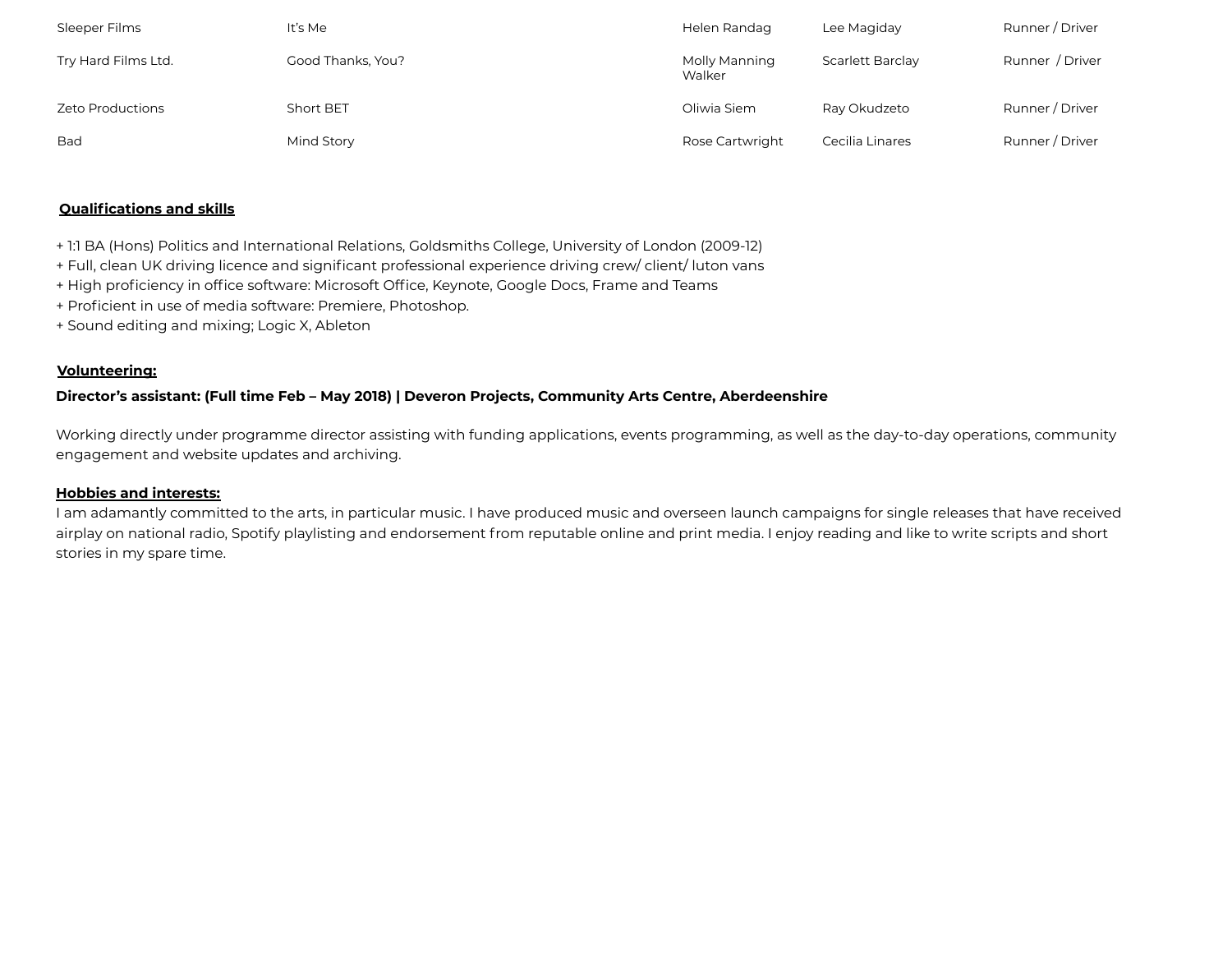| | | | | |
|---|---|---|---|---|
| Sleeper Films | It's Me | Helen Randag | Lee Magiday | Runner / Driver |
| Try Hard Films Ltd. | Good Thanks, You? | Molly Manning Walker | Scarlett Barclay | Runner / Driver |
| Zeto Productions | Short BET | Oliwia Siem | Ray Okudzeto | Runner / Driver |
| Bad | Mind Story | Rose Cartwright | Cecilia Linares | Runner / Driver |

## Qualifications and skills

+ 1:1 BA (Hons) Politics and International Relations, Goldsmiths College, University of London (2009-12)
+ Full, clean UK driving licence and significant professional experience driving crew/ client/ luton vans
+ High proficiency in office software: Microsoft Office, Keynote, Google Docs, Frame and Teams
+ Proficient in use of media software: Premiere, Photoshop.
+ Sound editing and mixing; Logic X, Ableton

## Volunteering:

**Director's assistant: (Full time Feb – May 2018) | Deveron Projects, Community Arts Centre, Aberdeenshire**

Working directly under programme director assisting with funding applications, events programming, as well as the day-to-day operations, community engagement and website updates and archiving.

## Hobbies and interests:

I am adamantly committed to the arts, in particular music. I have produced music and overseen launch campaigns for single releases that have received airplay on national radio, Spotify playlisting and endorsement from reputable online and print media. I enjoy reading and like to write scripts and short stories in my spare time.